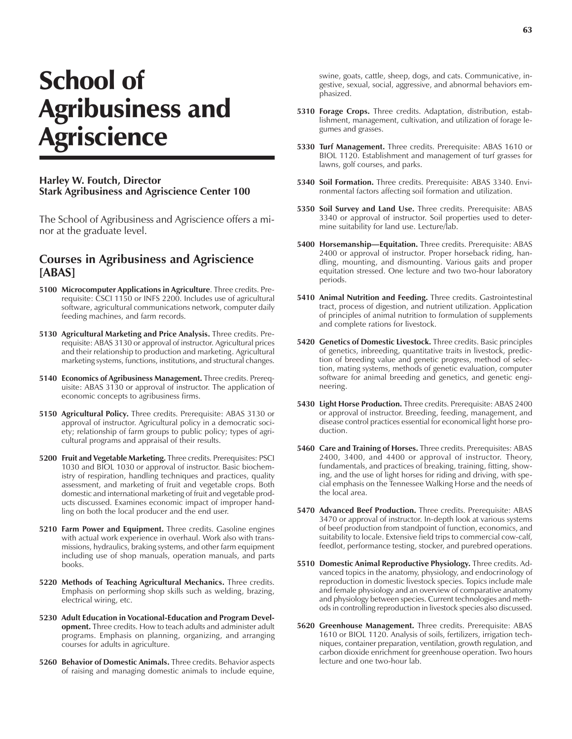# School of Agribusiness and Agriscience

**Harley W. Foutch, Director**
**Stark Agribusiness and Agriscience Center 100**

The School of Agribusiness and Agriscience offers a minor at the graduate level.

## Courses in Agribusiness and Agriscience [ABAS]

**5100 Microcomputer Applications in Agriculture**. Three credits. Prerequisite: CSCI 1150 or INFS 2200. Includes use of agricultural software, agricultural communications network, computer daily feeding machines, and farm records.

**5130 Agricultural Marketing and Price Analysis.** Three credits. Prerequisite: ABAS 3130 or approval of instructor. Agricultural prices and their relationship to production and marketing. Agricultural marketing systems, functions, institutions, and structural changes.

**5140 Economics of Agribusiness Management.** Three credits. Prerequisite: ABAS 3130 or approval of instructor. The application of economic concepts to agribusiness firms.

**5150 Agricultural Policy.** Three credits. Prerequisite: ABAS 3130 or approval of instructor. Agricultural policy in a democratic society; relationship of farm groups to public policy; types of agricultural programs and appraisal of their results.

**5200 Fruit and Vegetable Marketing.** Three credits. Prerequisites: PSCI 1030 and BIOL 1030 or approval of instructor. Basic biochemistry of respiration, handling techniques and practices, quality assessment, and marketing of fruit and vegetable crops. Both domestic and international marketing of fruit and vegetable products discussed. Examines economic impact of improper handling on both the local producer and the end user.

**5210 Farm Power and Equipment.** Three credits. Gasoline engines with actual work experience in overhaul. Work also with transmissions, hydraulics, braking systems, and other farm equipment including use of shop manuals, operation manuals, and parts books.

**5220 Methods of Teaching Agricultural Mechanics.** Three credits. Emphasis on performing shop skills such as welding, brazing, electrical wiring, etc.

**5230 Adult Education in Vocational-Education and Program Development.** Three credits. How to teach adults and administer adult programs. Emphasis on planning, organizing, and arranging courses for adults in agriculture.

**5260 Behavior of Domestic Animals.** Three credits. Behavior aspects of raising and managing domestic animals to include equine, swine, goats, cattle, sheep, dogs, and cats. Communicative, ingestive, sexual, social, aggressive, and abnormal behaviors emphasized.

**5310 Forage Crops.** Three credits. Adaptation, distribution, establishment, management, cultivation, and utilization of forage legumes and grasses.

**5330 Turf Management.** Three credits. Prerequisite: ABAS 1610 or BIOL 1120. Establishment and management of turf grasses for lawns, golf courses, and parks.

**5340 Soil Formation.** Three credits. Prerequisite: ABAS 3340. Environmental factors affecting soil formation and utilization.

**5350 Soil Survey and Land Use.** Three credits. Prerequisite: ABAS 3340 or approval of instructor. Soil properties used to determine suitability for land use. Lecture/lab.

**5400 Horsemanship—Equitation.** Three credits. Prerequisite: ABAS 2400 or approval of instructor. Proper horseback riding, handling, mounting, and dismounting. Various gaits and proper equitation stressed. One lecture and two two-hour laboratory periods.

**5410 Animal Nutrition and Feeding.** Three credits. Gastrointestinal tract, process of digestion, and nutrient utilization. Application of principles of animal nutrition to formulation of supplements and complete rations for livestock.

**5420 Genetics of Domestic Livestock.** Three credits. Basic principles of genetics, inbreeding, quantitative traits in livestock, prediction of breeding value and genetic progress, method of selection, mating systems, methods of genetic evaluation, computer software for animal breeding and genetics, and genetic engineering.

**5430 Light Horse Production.** Three credits. Prerequisite: ABAS 2400 or approval of instructor. Breeding, feeding, management, and disease control practices essential for economical light horse production.

**5460 Care and Training of Horses.** Three credits. Prerequisites: ABAS 2400, 3400, and 4400 or approval of instructor. Theory, fundamentals, and practices of breaking, training, fitting, showing, and the use of light horses for riding and driving, with special emphasis on the Tennessee Walking Horse and the needs of the local area.

**5470 Advanced Beef Production.** Three credits. Prerequisite: ABAS 3470 or approval of instructor. In-depth look at various systems of beef production from standpoint of function, economics, and suitability to locale. Extensive field trips to commercial cow-calf, feedlot, performance testing, stocker, and purebred operations.

**5510 Domestic Animal Reproductive Physiology.** Three credits. Advanced topics in the anatomy, physiology, and endocrinology of reproduction in domestic livestock species. Topics include male and female physiology and an overview of comparative anatomy and physiology between species. Current technologies and methods in controlling reproduction in livestock species also discussed.

**5620 Greenhouse Management.** Three credits. Prerequisite: ABAS 1610 or BIOL 1120. Analysis of soils, fertilizers, irrigation techniques, container preparation, ventilation, growth regulation, and carbon dioxide enrichment for greenhouse operation. Two hours lecture and one two-hour lab.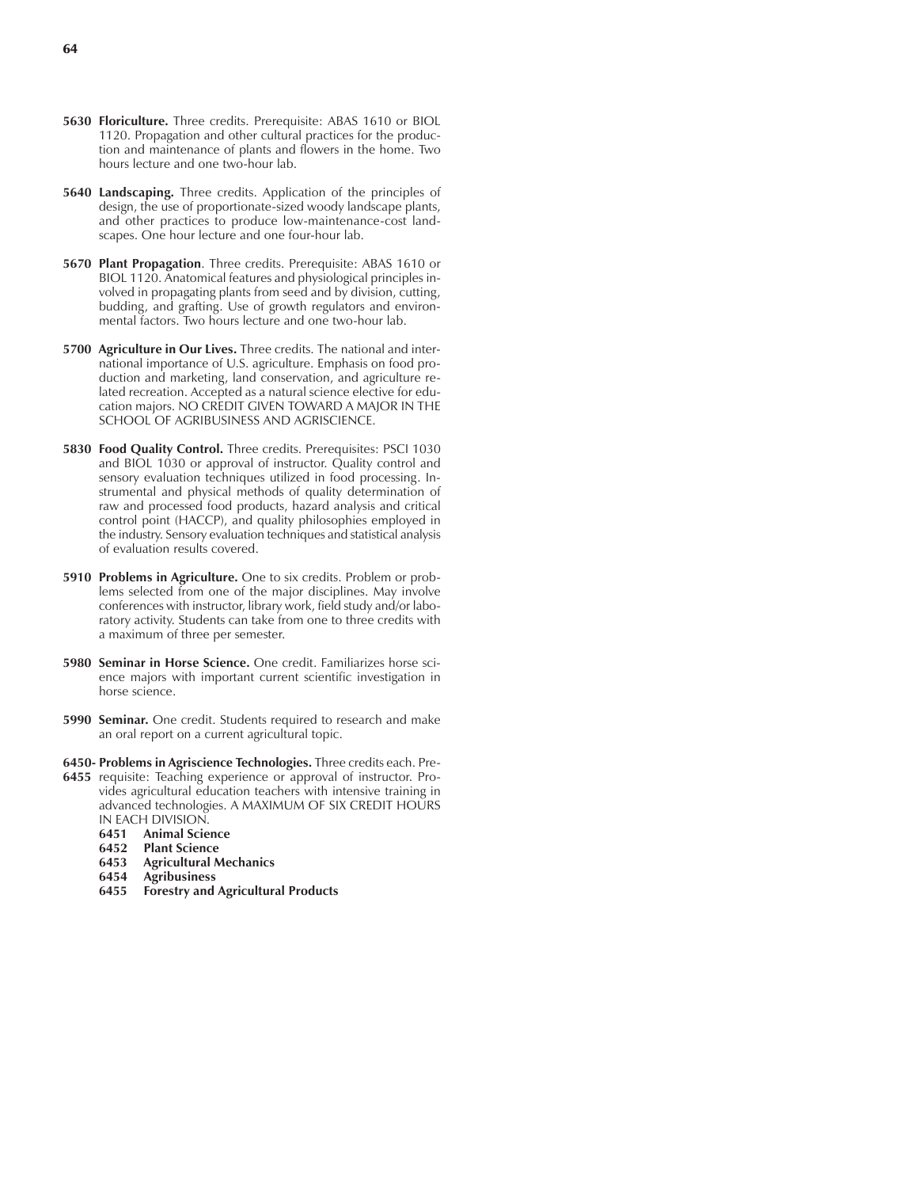**5630 Floriculture.** Three credits. Prerequisite: ABAS 1610 or BIOL 1120. Propagation and other cultural practices for the production and maintenance of plants and flowers in the home. Two hours lecture and one two-hour lab.

**5640 Landscaping.** Three credits. Application of the principles of design, the use of proportionate-sized woody landscape plants, and other practices to produce low-maintenance-cost landscapes. One hour lecture and one four-hour lab.

**5670 Plant Propagation**. Three credits. Prerequisite: ABAS 1610 or BIOL 1120. Anatomical features and physiological principles involved in propagating plants from seed and by division, cutting, budding, and grafting. Use of growth regulators and environmental factors. Two hours lecture and one two-hour lab.

**5700 Agriculture in Our Lives.** Three credits. The national and international importance of U.S. agriculture. Emphasis on food production and marketing, land conservation, and agriculture related recreation. Accepted as a natural science elective for education majors. NO CREDIT GIVEN TOWARD A MAJOR IN THE SCHOOL OF AGRIBUSINESS AND AGRISCIENCE.

**5830 Food Quality Control.** Three credits. Prerequisites: PSCI 1030 and BIOL 1030 or approval of instructor. Quality control and sensory evaluation techniques utilized in food processing. Instrumental and physical methods of quality determination of raw and processed food products, hazard analysis and critical control point (HACCP), and quality philosophies employed in the industry. Sensory evaluation techniques and statistical analysis of evaluation results covered.

**5910 Problems in Agriculture.** One to six credits. Problem or problems selected from one of the major disciplines. May involve conferences with instructor, library work, field study and/or laboratory activity. Students can take from one to three credits with a maximum of three per semester.

**5980 Seminar in Horse Science.** One credit. Familiarizes horse science majors with important current scientific investigation in horse science.

**5990 Seminar.** One credit. Students required to research and make an oral report on a current agricultural topic.

**6450-6455 Problems in Agriscience Technologies.** Three credits each. Prerequisite: Teaching experience or approval of instructor. Provides agricultural education teachers with intensive training in advanced technologies. A MAXIMUM OF SIX CREDIT HOURS IN EACH DIVISION.

- **6451 Animal Science**
- **6452 Plant Science**
- **6453 Agricultural Mechanics**
- **6454 Agribusiness**
- **6455 Forestry and Agricultural Products**